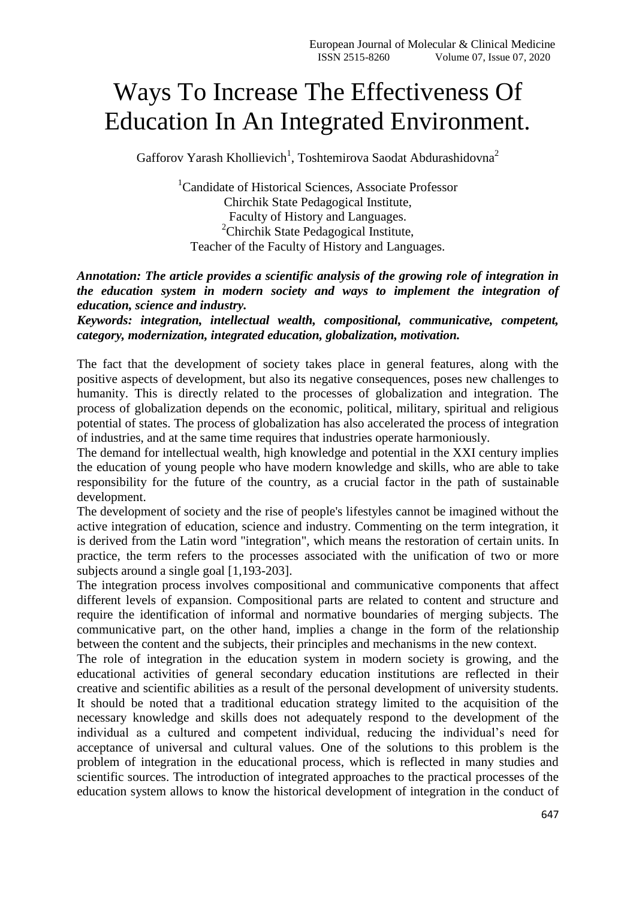# Ways To Increase The Effectiveness Of Education In An Integrated Environment.

Gafforov Yarash Khollievich[1], Toshtemirova Saodat Abdurashidovna[2]

[1]Candidate of Historical Sciences, Associate Professor
Chirchik State Pedagogical Institute,
Faculty of History and Languages.
[2]Chirchik State Pedagogical Institute,
Teacher of the Faculty of History and Languages.

***Annotation: The article provides a scientific analysis of the growing role of integration in the education system in modern society and ways to implement the integration of education, science and industry.***

***Keywords: integration, intellectual wealth, compositional, communicative, competent, category, modernization, integrated education, globalization, motivation.***

The fact that the development of society takes place in general features, along with the positive aspects of development, but also its negative consequences, poses new challenges to humanity. This is directly related to the processes of globalization and integration. The process of globalization depends on the economic, political, military, spiritual and religious potential of states. The process of globalization has also accelerated the process of integration of industries, and at the same time requires that industries operate harmoniously.

The demand for intellectual wealth, high knowledge and potential in the XXI century implies the education of young people who have modern knowledge and skills, who are able to take responsibility for the future of the country, as a crucial factor in the path of sustainable development.

The development of society and the rise of people's lifestyles cannot be imagined without the active integration of education, science and industry. Commenting on the term integration, it is derived from the Latin word "integration", which means the restoration of certain units. In practice, the term refers to the processes associated with the unification of two or more subjects around a single goal [1,193-203].

The integration process involves compositional and communicative components that affect different levels of expansion. Compositional parts are related to content and structure and require the identification of informal and normative boundaries of merging subjects. The communicative part, on the other hand, implies a change in the form of the relationship between the content and the subjects, their principles and mechanisms in the new context.

The role of integration in the education system in modern society is growing, and the educational activities of general secondary education institutions are reflected in their creative and scientific abilities as a result of the personal development of university students. It should be noted that a traditional education strategy limited to the acquisition of the necessary knowledge and skills does not adequately respond to the development of the individual as a cultured and competent individual, reducing the individual's need for acceptance of universal and cultural values. One of the solutions to this problem is the problem of integration in the educational process, which is reflected in many studies and scientific sources. The introduction of integrated approaches to the practical processes of the education system allows to know the historical development of integration in the conduct of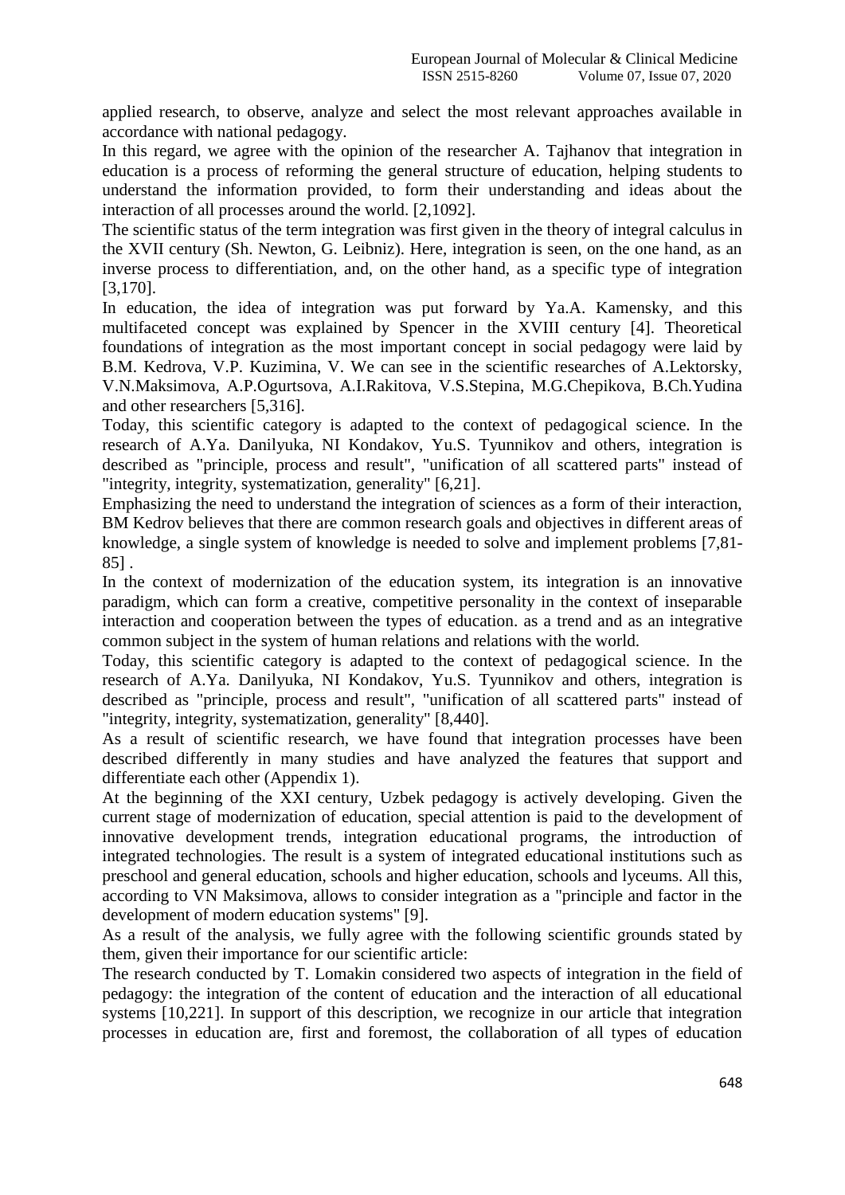applied research, to observe, analyze and select the most relevant approaches available in accordance with national pedagogy.

In this regard, we agree with the opinion of the researcher A. Tajhanov that integration in education is a process of reforming the general structure of education, helping students to understand the information provided, to form their understanding and ideas about the interaction of all processes around the world. [2,1092].

The scientific status of the term integration was first given in the theory of integral calculus in the XVII century (Sh. Newton, G. Leibniz). Here, integration is seen, on the one hand, as an inverse process to differentiation, and, on the other hand, as a specific type of integration [3,170].

In education, the idea of integration was put forward by Ya.A. Kamensky, and this multifaceted concept was explained by Spencer in the XVIII century [4]. Theoretical foundations of integration as the most important concept in social pedagogy were laid by B.M. Kedrova, V.P. Kuzimina, V. We can see in the scientific researches of A.Lektorsky, V.N.Maksimova, A.P.Ogurtsova, A.I.Rakitova, V.S.Stepina, M.G.Chepikova, B.Ch.Yudina and other researchers [5,316].

Today, this scientific category is adapted to the context of pedagogical science. In the research of A.Ya. Danilyuka, NI Kondakov, Yu.S. Tyunnikov and others, integration is described as "principle, process and result", "unification of all scattered parts" instead of "integrity, integrity, systematization, generality" [6,21].

Emphasizing the need to understand the integration of sciences as a form of their interaction, BM Kedrov believes that there are common research goals and objectives in different areas of knowledge, a single system of knowledge is needed to solve and implement problems [7,81-85] .

In the context of modernization of the education system, its integration is an innovative paradigm, which can form a creative, competitive personality in the context of inseparable interaction and cooperation between the types of education. as a trend and as an integrative common subject in the system of human relations and relations with the world.

Today, this scientific category is adapted to the context of pedagogical science. In the research of A.Ya. Danilyuka, NI Kondakov, Yu.S. Tyunnikov and others, integration is described as "principle, process and result", "unification of all scattered parts" instead of "integrity, integrity, systematization, generality" [8,440].

As a result of scientific research, we have found that integration processes have been described differently in many studies and have analyzed the features that support and differentiate each other (Appendix 1).

At the beginning of the XXI century, Uzbek pedagogy is actively developing. Given the current stage of modernization of education, special attention is paid to the development of innovative development trends, integration educational programs, the introduction of integrated technologies. The result is a system of integrated educational institutions such as preschool and general education, schools and higher education, schools and lyceums. All this, according to VN Maksimova, allows to consider integration as a "principle and factor in the development of modern education systems" [9].

As a result of the analysis, we fully agree with the following scientific grounds stated by them, given their importance for our scientific article:

The research conducted by T. Lomakin considered two aspects of integration in the field of pedagogy: the integration of the content of education and the interaction of all educational systems [10,221]. In support of this description, we recognize in our article that integration processes in education are, first and foremost, the collaboration of all types of education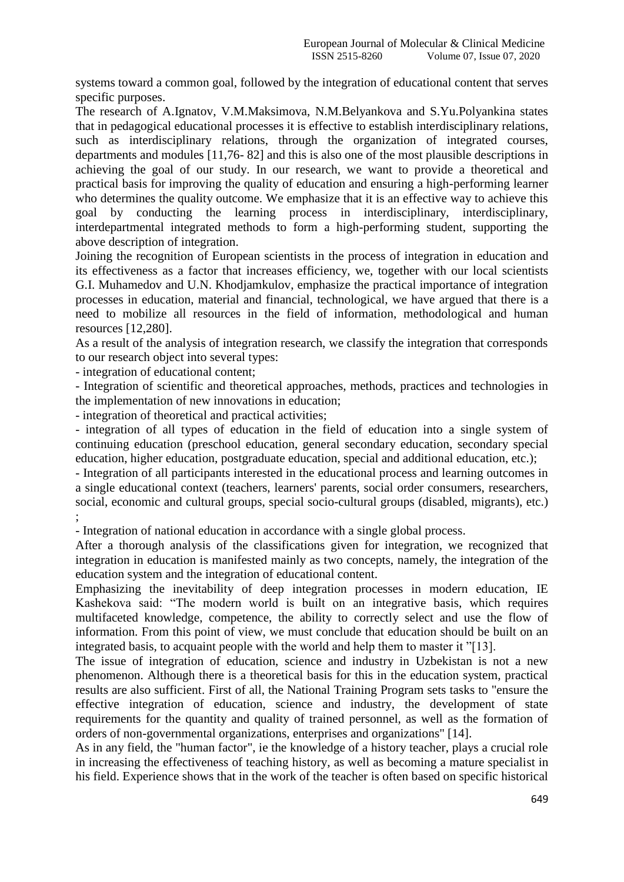systems toward a common goal, followed by the integration of educational content that serves specific purposes.

The research of A.Ignatov, V.M.Maksimova, N.M.Belyankova and S.Yu.Polyankina states that in pedagogical educational processes it is effective to establish interdisciplinary relations, such as interdisciplinary relations, through the organization of integrated courses, departments and modules [11,76- 82] and this is also one of the most plausible descriptions in achieving the goal of our study. In our research, we want to provide a theoretical and practical basis for improving the quality of education and ensuring a high-performing learner who determines the quality outcome. We emphasize that it is an effective way to achieve this goal by conducting the learning process in interdisciplinary, interdisciplinary, interdepartmental integrated methods to form a high-performing student, supporting the above description of integration.

Joining the recognition of European scientists in the process of integration in education and its effectiveness as a factor that increases efficiency, we, together with our local scientists G.I. Muhamedov and U.N. Khodjamkulov, emphasize the practical importance of integration processes in education, material and financial, technological, we have argued that there is a need to mobilize all resources in the field of information, methodological and human resources [12,280].

As a result of the analysis of integration research, we classify the integration that corresponds to our research object into several types:

- integration of educational content;
- Integration of scientific and theoretical approaches, methods, practices and technologies in the implementation of new innovations in education;
- integration of theoretical and practical activities;
- integration of all types of education in the field of education into a single system of continuing education (preschool education, general secondary education, secondary special education, higher education, postgraduate education, special and additional education, etc.);
- Integration of all participants interested in the educational process and learning outcomes in a single educational context (teachers, learners' parents, social order consumers, researchers, social, economic and cultural groups, special socio-cultural groups (disabled, migrants), etc.) ;
- Integration of national education in accordance with a single global process.

After a thorough analysis of the classifications given for integration, we recognized that integration in education is manifested mainly as two concepts, namely, the integration of the education system and the integration of educational content.

Emphasizing the inevitability of deep integration processes in modern education, IE Kashekova said: "The modern world is built on an integrative basis, which requires multifaceted knowledge, competence, the ability to correctly select and use the flow of information. From this point of view, we must conclude that education should be built on an integrated basis, to acquaint people with the world and help them to master it "[13].

The issue of integration of education, science and industry in Uzbekistan is not a new phenomenon. Although there is a theoretical basis for this in the education system, practical results are also sufficient. First of all, the National Training Program sets tasks to "ensure the effective integration of education, science and industry, the development of state requirements for the quantity and quality of trained personnel, as well as the formation of orders of non-governmental organizations, enterprises and organizations" [14].

As in any field, the "human factor", ie the knowledge of a history teacher, plays a crucial role in increasing the effectiveness of teaching history, as well as becoming a mature specialist in his field. Experience shows that in the work of the teacher is often based on specific historical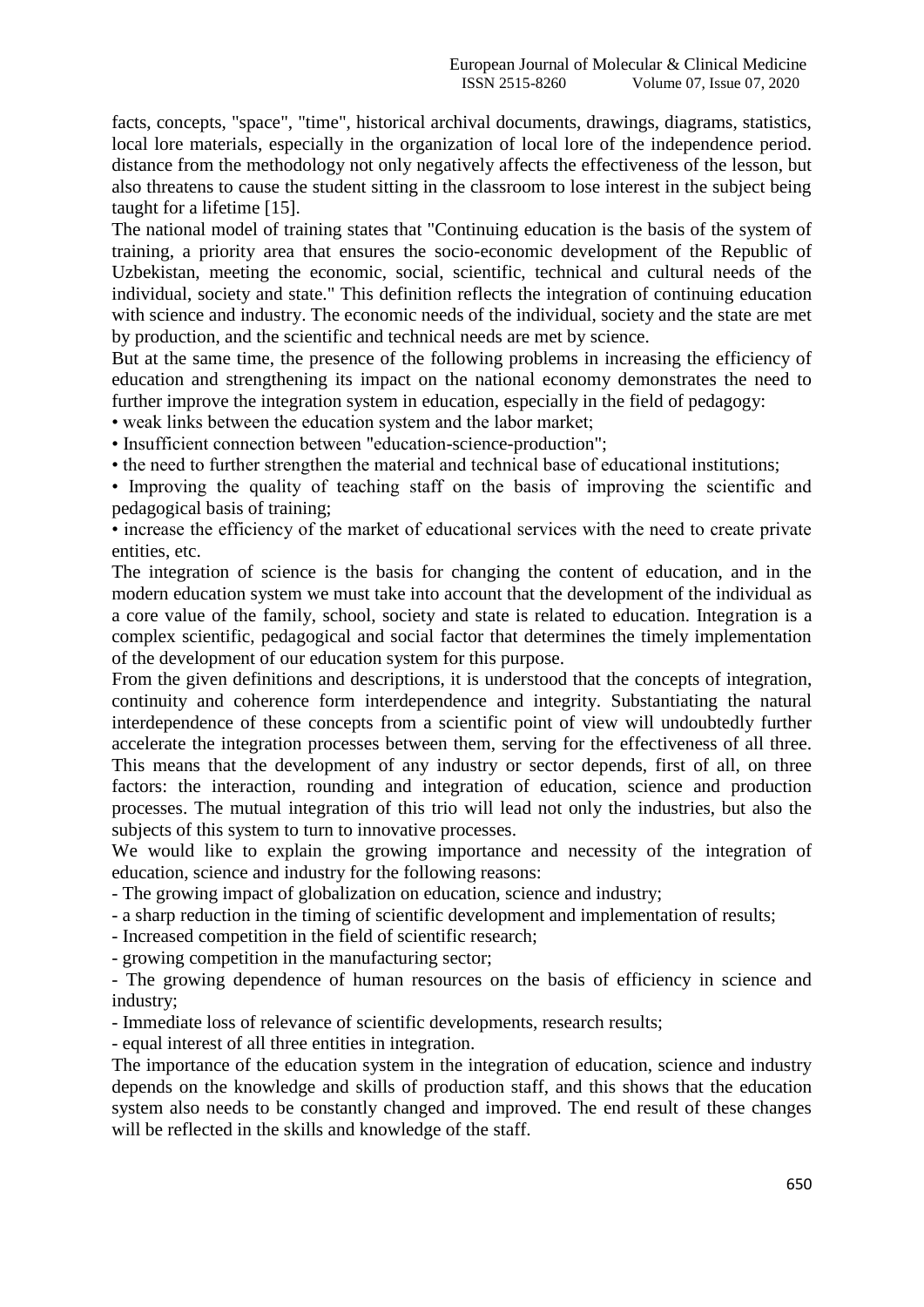facts, concepts, "space", "time", historical archival documents, drawings, diagrams, statistics, local lore materials, especially in the organization of local lore of the independence period. distance from the methodology not only negatively affects the effectiveness of the lesson, but also threatens to cause the student sitting in the classroom to lose interest in the subject being taught for a lifetime [15].

The national model of training states that "Continuing education is the basis of the system of training, a priority area that ensures the socio-economic development of the Republic of Uzbekistan, meeting the economic, social, scientific, technical and cultural needs of the individual, society and state." This definition reflects the integration of continuing education with science and industry. The economic needs of the individual, society and the state are met by production, and the scientific and technical needs are met by science.

But at the same time, the presence of the following problems in increasing the efficiency of education and strengthening its impact on the national economy demonstrates the need to further improve the integration system in education, especially in the field of pedagogy:

- weak links between the education system and the labor market;
- Insufficient connection between "education-science-production";
- the need to further strengthen the material and technical base of educational institutions;
- Improving the quality of teaching staff on the basis of improving the scientific and pedagogical basis of training;
- increase the efficiency of the market of educational services with the need to create private entities, etc.

The integration of science is the basis for changing the content of education, and in the modern education system we must take into account that the development of the individual as a core value of the family, school, society and state is related to education. Integration is a complex scientific, pedagogical and social factor that determines the timely implementation of the development of our education system for this purpose.

From the given definitions and descriptions, it is understood that the concepts of integration, continuity and coherence form interdependence and integrity. Substantiating the natural interdependence of these concepts from a scientific point of view will undoubtedly further accelerate the integration processes between them, serving for the effectiveness of all three. This means that the development of any industry or sector depends, first of all, on three factors: the interaction, rounding and integration of education, science and production processes. The mutual integration of this trio will lead not only the industries, but also the subjects of this system to turn to innovative processes.

We would like to explain the growing importance and necessity of the integration of education, science and industry for the following reasons:

- The growing impact of globalization on education, science and industry;
- a sharp reduction in the timing of scientific development and implementation of results;
- Increased competition in the field of scientific research;
- growing competition in the manufacturing sector;
- The growing dependence of human resources on the basis of efficiency in science and industry;
- Immediate loss of relevance of scientific developments, research results;
- equal interest of all three entities in integration.

The importance of the education system in the integration of education, science and industry depends on the knowledge and skills of production staff, and this shows that the education system also needs to be constantly changed and improved. The end result of these changes will be reflected in the skills and knowledge of the staff.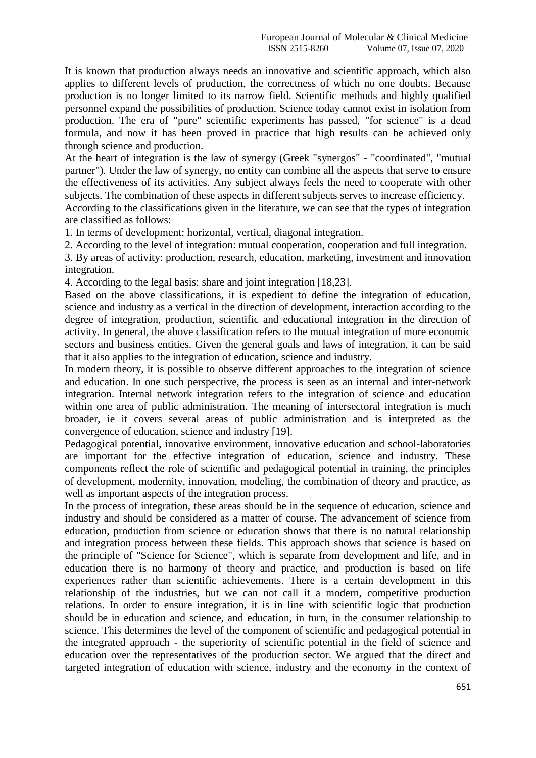It is known that production always needs an innovative and scientific approach, which also applies to different levels of production, the correctness of which no one doubts. Because production is no longer limited to its narrow field. Scientific methods and highly qualified personnel expand the possibilities of production. Science today cannot exist in isolation from production. The era of "pure" scientific experiments has passed, "for science" is a dead formula, and now it has been proved in practice that high results can be achieved only through science and production.

At the heart of integration is the law of synergy (Greek "synergos" - "coordinated", "mutual partner"). Under the law of synergy, no entity can combine all the aspects that serve to ensure the effectiveness of its activities. Any subject always feels the need to cooperate with other subjects. The combination of these aspects in different subjects serves to increase efficiency.

According to the classifications given in the literature, we can see that the types of integration are classified as follows:

1. In terms of development: horizontal, vertical, diagonal integration.
2. According to the level of integration: mutual cooperation, cooperation and full integration.
3. By areas of activity: production, research, education, marketing, investment and innovation integration.
4. According to the legal basis: share and joint integration [18,23].

Based on the above classifications, it is expedient to define the integration of education, science and industry as a vertical in the direction of development, interaction according to the degree of integration, production, scientific and educational integration in the direction of activity. In general, the above classification refers to the mutual integration of more economic sectors and business entities. Given the general goals and laws of integration, it can be said that it also applies to the integration of education, science and industry.

In modern theory, it is possible to observe different approaches to the integration of science and education. In one such perspective, the process is seen as an internal and inter-network integration. Internal network integration refers to the integration of science and education within one area of public administration. The meaning of intersectoral integration is much broader, ie it covers several areas of public administration and is interpreted as the convergence of education, science and industry [19].

Pedagogical potential, innovative environment, innovative education and school-laboratories are important for the effective integration of education, science and industry. These components reflect the role of scientific and pedagogical potential in training, the principles of development, modernity, innovation, modeling, the combination of theory and practice, as well as important aspects of the integration process.

In the process of integration, these areas should be in the sequence of education, science and industry and should be considered as a matter of course. The advancement of science from education, production from science or education shows that there is no natural relationship and integration process between these fields. This approach shows that science is based on the principle of "Science for Science", which is separate from development and life, and in education there is no harmony of theory and practice, and production is based on life experiences rather than scientific achievements. There is a certain development in this relationship of the industries, but we can not call it a modern, competitive production relations. In order to ensure integration, it is in line with scientific logic that production should be in education and science, and education, in turn, in the consumer relationship to science. This determines the level of the component of scientific and pedagogical potential in the integrated approach - the superiority of scientific potential in the field of science and education over the representatives of the production sector. We argued that the direct and targeted integration of education with science, industry and the economy in the context of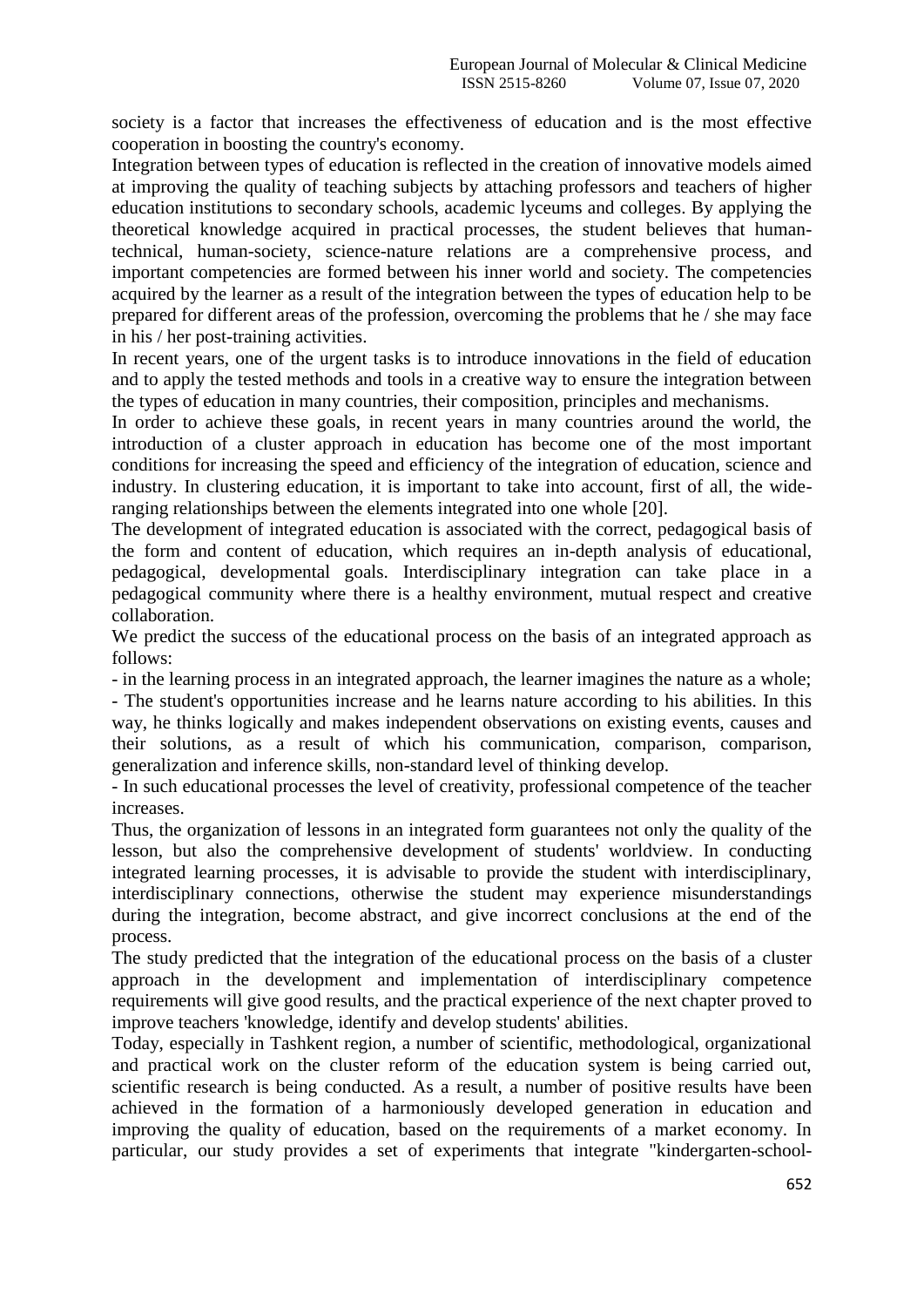society is a factor that increases the effectiveness of education and is the most effective cooperation in boosting the country's economy.

Integration between types of education is reflected in the creation of innovative models aimed at improving the quality of teaching subjects by attaching professors and teachers of higher education institutions to secondary schools, academic lyceums and colleges. By applying the theoretical knowledge acquired in practical processes, the student believes that human-technical, human-society, science-nature relations are a comprehensive process, and important competencies are formed between his inner world and society. The competencies acquired by the learner as a result of the integration between the types of education help to be prepared for different areas of the profession, overcoming the problems that he / she may face in his / her post-training activities.

In recent years, one of the urgent tasks is to introduce innovations in the field of education and to apply the tested methods and tools in a creative way to ensure the integration between the types of education in many countries, their composition, principles and mechanisms.

In order to achieve these goals, in recent years in many countries around the world, the introduction of a cluster approach in education has become one of the most important conditions for increasing the speed and efficiency of the integration of education, science and industry. In clustering education, it is important to take into account, first of all, the wide-ranging relationships between the elements integrated into one whole [20].

The development of integrated education is associated with the correct, pedagogical basis of the form and content of education, which requires an in-depth analysis of educational, pedagogical, developmental goals. Interdisciplinary integration can take place in a pedagogical community where there is a healthy environment, mutual respect and creative collaboration.

We predict the success of the educational process on the basis of an integrated approach as follows:

- in the learning process in an integrated approach, the learner imagines the nature as a whole;
- The student's opportunities increase and he learns nature according to his abilities. In this way, he thinks logically and makes independent observations on existing events, causes and their solutions, as a result of which his communication, comparison, comparison, generalization and inference skills, non-standard level of thinking develop.
- In such educational processes the level of creativity, professional competence of the teacher increases.

Thus, the organization of lessons in an integrated form guarantees not only the quality of the lesson, but also the comprehensive development of students' worldview. In conducting integrated learning processes, it is advisable to provide the student with interdisciplinary, interdisciplinary connections, otherwise the student may experience misunderstandings during the integration, become abstract, and give incorrect conclusions at the end of the process.

The study predicted that the integration of the educational process on the basis of a cluster approach in the development and implementation of interdisciplinary competence requirements will give good results, and the practical experience of the next chapter proved to improve teachers 'knowledge, identify and develop students' abilities.

Today, especially in Tashkent region, a number of scientific, methodological, organizational and practical work on the cluster reform of the education system is being carried out, scientific research is being conducted. As a result, a number of positive results have been achieved in the formation of a harmoniously developed generation in education and improving the quality of education, based on the requirements of a market economy. In particular, our study provides a set of experiments that integrate "kindergarten-school-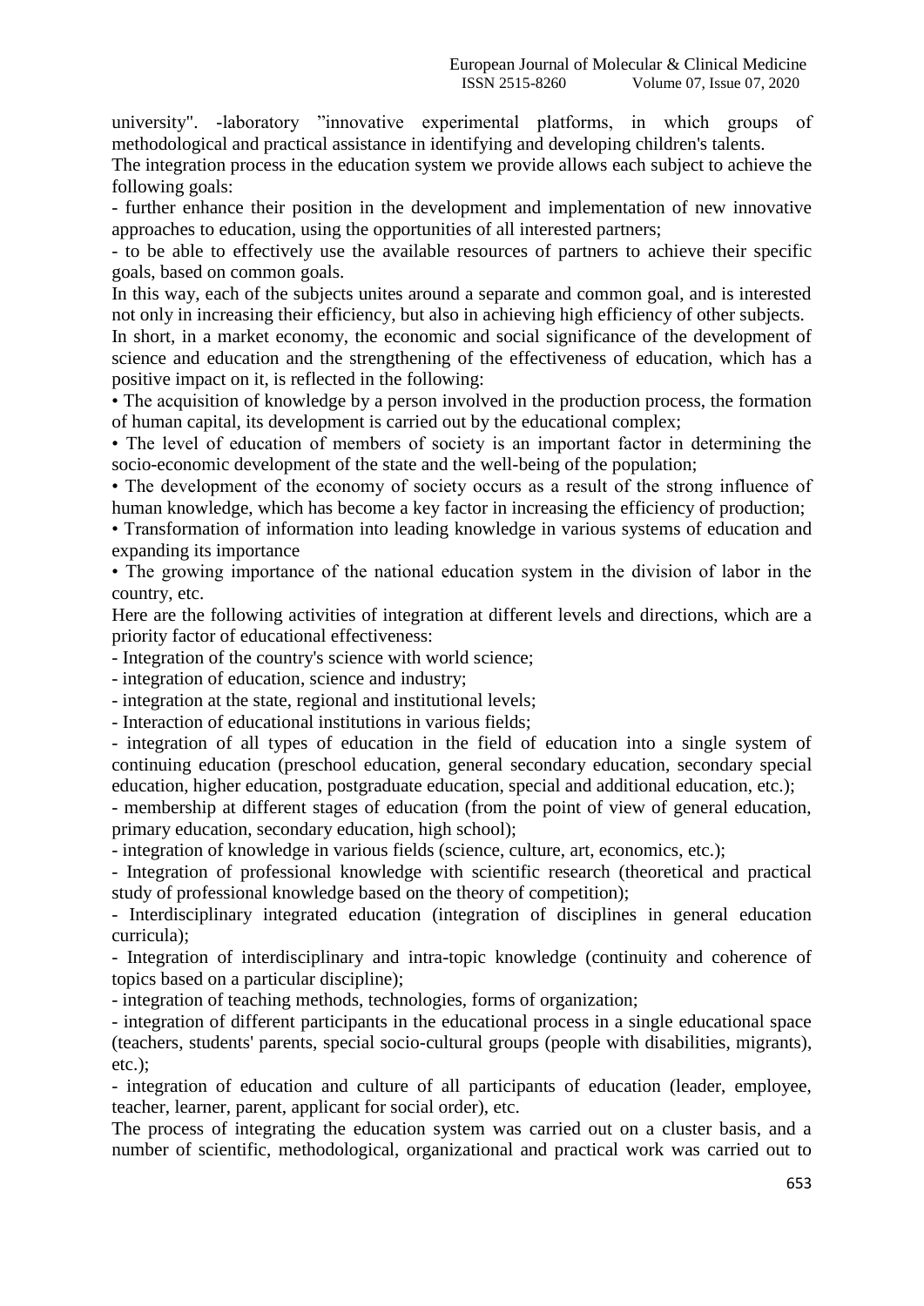university". -laboratory "innovative experimental platforms, in which groups of methodological and practical assistance in identifying and developing children's talents.

The integration process in the education system we provide allows each subject to achieve the following goals:

- further enhance their position in the development and implementation of new innovative approaches to education, using the opportunities of all interested partners;
- to be able to effectively use the available resources of partners to achieve their specific goals, based on common goals.

In this way, each of the subjects unites around a separate and common goal, and is interested not only in increasing their efficiency, but also in achieving high efficiency of other subjects.

In short, in a market economy, the economic and social significance of the development of science and education and the strengthening of the effectiveness of education, which has a positive impact on it, is reflected in the following:

- The acquisition of knowledge by a person involved in the production process, the formation of human capital, its development is carried out by the educational complex;
- The level of education of members of society is an important factor in determining the socio-economic development of the state and the well-being of the population;
- The development of the economy of society occurs as a result of the strong influence of human knowledge, which has become a key factor in increasing the efficiency of production;
- Transformation of information into leading knowledge in various systems of education and expanding its importance
- The growing importance of the national education system in the division of labor in the country, etc.

Here are the following activities of integration at different levels and directions, which are a priority factor of educational effectiveness:

- Integration of the country's science with world science;
- integration of education, science and industry;
- integration at the state, regional and institutional levels;
- Interaction of educational institutions in various fields;
- integration of all types of education in the field of education into a single system of continuing education (preschool education, general secondary education, secondary special education, higher education, postgraduate education, special and additional education, etc.);
- membership at different stages of education (from the point of view of general education, primary education, secondary education, high school);
- integration of knowledge in various fields (science, culture, art, economics, etc.);
- Integration of professional knowledge with scientific research (theoretical and practical study of professional knowledge based on the theory of competition);
- Interdisciplinary integrated education (integration of disciplines in general education curricula);
- Integration of interdisciplinary and intra-topic knowledge (continuity and coherence of topics based on a particular discipline);
- integration of teaching methods, technologies, forms of organization;
- integration of different participants in the educational process in a single educational space (teachers, students' parents, special socio-cultural groups (people with disabilities, migrants), etc.);
- integration of education and culture of all participants of education (leader, employee, teacher, learner, parent, applicant for social order), etc.

The process of integrating the education system was carried out on a cluster basis, and a number of scientific, methodological, organizational and practical work was carried out to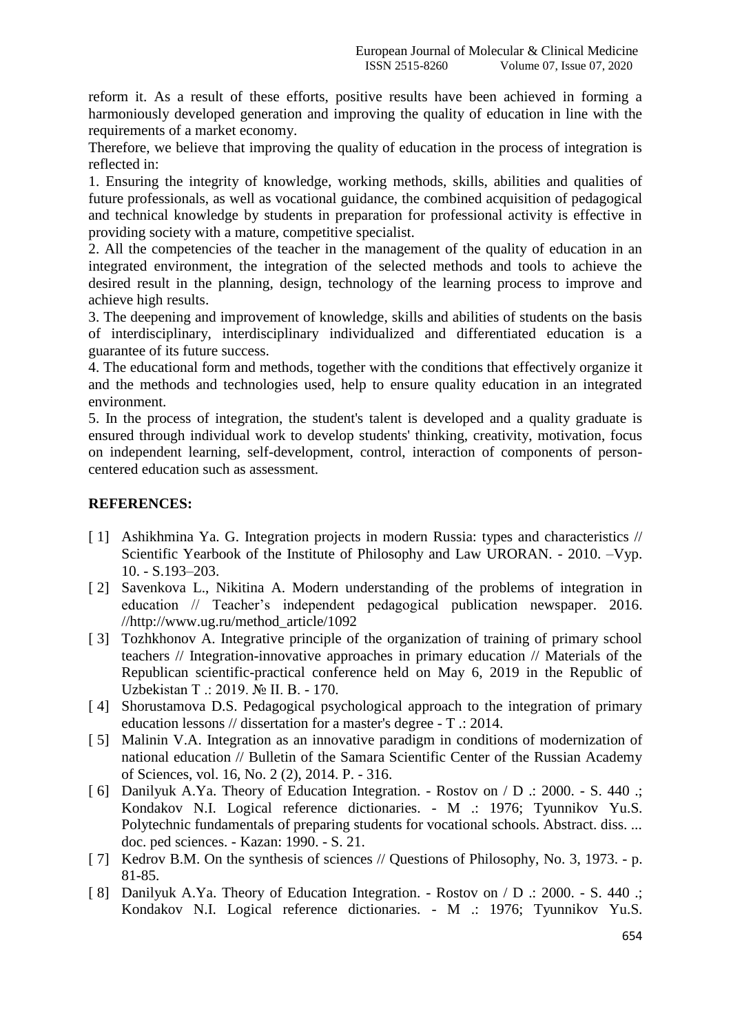reform it. As a result of these efforts, positive results have been achieved in forming a harmoniously developed generation and improving the quality of education in line with the requirements of a market economy.

Therefore, we believe that improving the quality of education in the process of integration is reflected in:

1. Ensuring the integrity of knowledge, working methods, skills, abilities and qualities of future professionals, as well as vocational guidance, the combined acquisition of pedagogical and technical knowledge by students in preparation for professional activity is effective in providing society with a mature, competitive specialist.
2. All the competencies of the teacher in the management of the quality of education in an integrated environment, the integration of the selected methods and tools to achieve the desired result in the planning, design, technology of the learning process to improve and achieve high results.
3. The deepening and improvement of knowledge, skills and abilities of students on the basis of interdisciplinary, interdisciplinary individualized and differentiated education is a guarantee of its future success.
4. The educational form and methods, together with the conditions that effectively organize it and the methods and technologies used, help to ensure quality education in an integrated environment.
5. In the process of integration, the student's talent is developed and a quality graduate is ensured through individual work to develop students' thinking, creativity, motivation, focus on independent learning, self-development, control, interaction of components of person-centered education such as assessment.

## REFERENCES:

[ 1] Ashikhmina Ya. G. Integration projects in modern Russia: types and characteristics // Scientific Yearbook of the Institute of Philosophy and Law URORAN. - 2010. –Vyp. 10. - S.193–203.

[ 2] Savenkova L., Nikitina A. Modern understanding of the problems of integration in education // Teacher's independent pedagogical publication newspaper. 2016. //http://www.ug.ru/method_article/1092

[ 3] Tozhkhonov A. Integrative principle of the organization of training of primary school teachers // Integration-innovative approaches in primary education // Materials of the Republican scientific-practical conference held on May 6, 2019 in the Republic of Uzbekistan T .: 2019. № II. B. - 170.

[ 4] Shorustamova D.S. Pedagogical psychological approach to the integration of primary education lessons // dissertation for a master's degree - T .: 2014.

[ 5] Malinin V.A. Integration as an innovative paradigm in conditions of modernization of national education // Bulletin of the Samara Scientific Center of the Russian Academy of Sciences, vol. 16, No. 2 (2), 2014. P. - 316.

[ 6] Danilyuk A.Ya. Theory of Education Integration. - Rostov on / D .: 2000. - S. 440 .; Kondakov N.I. Logical reference dictionaries. - M .: 1976; Tyunnikov Yu.S. Polytechnic fundamentals of preparing students for vocational schools. Abstract. diss. ... doc. ped sciences. - Kazan: 1990. - S. 21.

[ 7] Kedrov B.M. On the synthesis of sciences // Questions of Philosophy, No. 3, 1973. - p. 81-85.

[ 8] Danilyuk A.Ya. Theory of Education Integration. - Rostov on / D .: 2000. - S. 440 .; Kondakov N.I. Logical reference dictionaries. - M .: 1976; Tyunnikov Yu.S.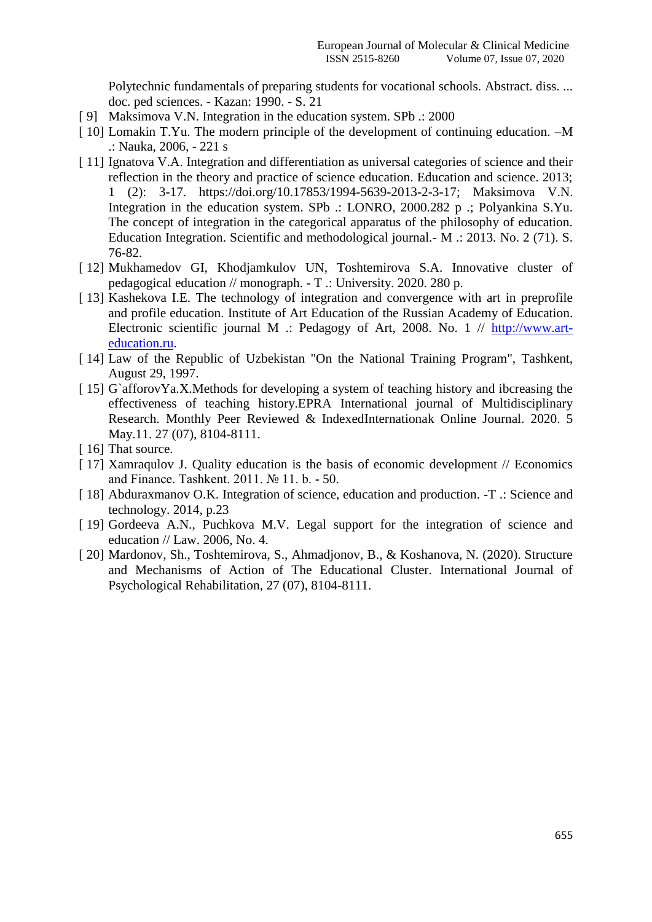Polytechnic fundamentals of preparing students for vocational schools. Abstract. diss. ... doc. ped sciences. - Kazan: 1990. - S. 21

[ 9] Maksimova V.N. Integration in the education system. SPb .: 2000

[ 10] Lomakin T.Yu. The modern principle of the development of continuing education. –M .: Nauka, 2006, - 221 s

[ 11] Ignatova V.A. Integration and differentiation as universal categories of science and their reflection in the theory and practice of science education. Education and science. 2013; 1 (2): 3-17. https://doi.org/10.17853/1994-5639-2013-2-3-17; Maksimova V.N. Integration in the education system. SPb .: LONRO, 2000.282 p .; Polyankina S.Yu. The concept of integration in the categorical apparatus of the philosophy of education. Education Integration. Scientific and methodological journal.- M .: 2013. No. 2 (71). S. 76-82.

[ 12] Mukhamedov GI, Khodjamkulov UN, Toshtemirova S.A. Innovative cluster of pedagogical education // monograph. - T .: University. 2020. 280 p.

[ 13] Kashekova I.E. The technology of integration and convergence with art in preprofile and profile education. Institute of Art Education of the Russian Academy of Education. Electronic scientific journal M .: Pedagogy of Art, 2008. No. 1 // http://www.art-education.ru.

[ 14] Law of the Republic of Uzbekistan "On the National Training Program", Tashkent, August 29, 1997.

[ 15] G`afforovYa.X.Methods for developing a system of teaching history and ibcreasing the effectiveness of teaching history.EPRA International journal of Multidisciplinary Research. Monthly Peer Reviewed & IndexedInternationak Online Journal. 2020. 5 May.11. 27 (07), 8104-8111.

[ 16] That source.

[ 17] Xamraqulov J. Quality education is the basis of economic development // Economics and Finance. Tashkent. 2011. № 11. b. - 50.

[ 18] Abduraxmanov O.K. Integration of science, education and production. -T .: Science and technology. 2014, p.23

[ 19] Gordeeva A.N., Puchkova M.V. Legal support for the integration of science and education // Law. 2006, No. 4.

[ 20] Mardonov, Sh., Toshtemirova, S., Ahmadjonov, B., & Koshanova, N. (2020). Structure and Mechanisms of Action of The Educational Cluster. International Journal of Psychological Rehabilitation, 27 (07), 8104-8111.